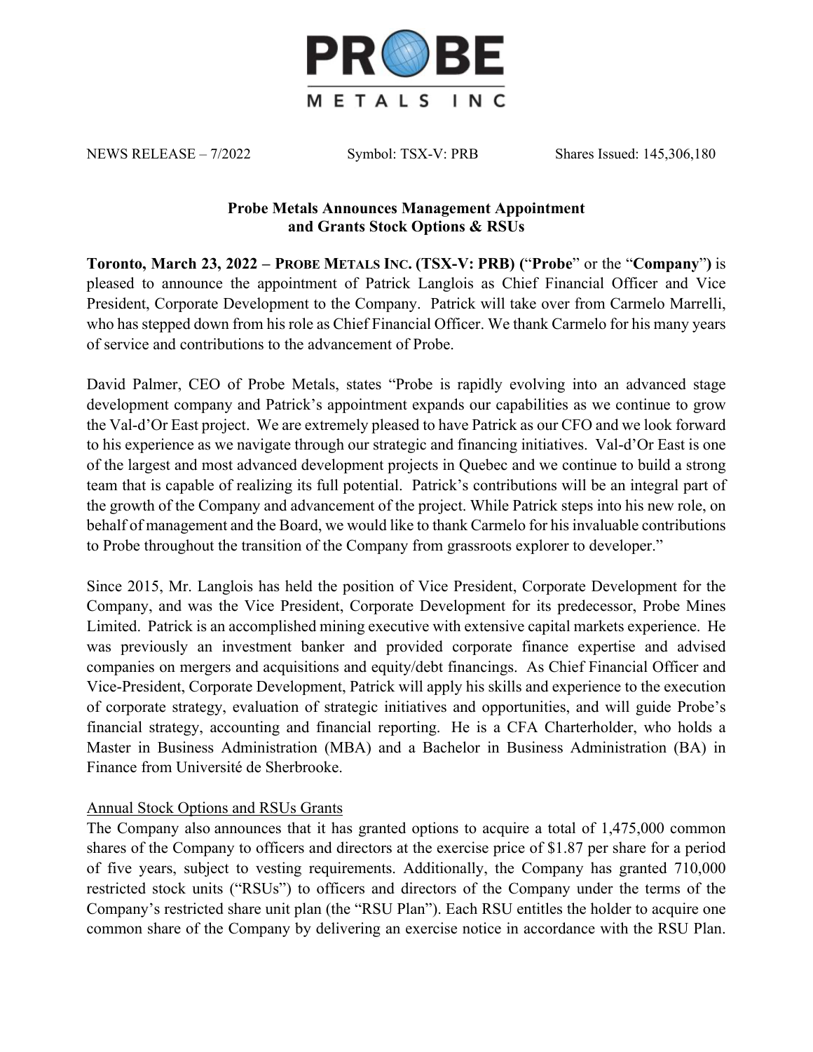PROBE METALS INC

NEWS RELEASE – 7/2022 Symbol: TSX-V: PRB Shares Issued: 145,306,180

## Probe Metals Announces Management Appointment and Grants Stock Options & RSUs

**Toronto, March 23, 2022 – PROBE METALS INC. (TSX-V: PRB)** ("**Probe**" or the "**Company**") is pleased to announce the appointment of Patrick Langlois as Chief Financial Officer and Vice President, Corporate Development to the Company. Patrick will take over from Carmelo Marrelli, who has stepped down from his role as Chief Financial Officer. We thank Carmelo for his many years of service and contributions to the advancement of Probe.

David Palmer, CEO of Probe Metals, states "Probe is rapidly evolving into an advanced stage development company and Patrick's appointment expands our capabilities as we continue to grow the Val-d'Or East project. We are extremely pleased to have Patrick as our CFO and we look forward to his experience as we navigate through our strategic and financing initiatives. Val-d'Or East is one of the largest and most advanced development projects in Quebec and we continue to build a strong team that is capable of realizing its full potential. Patrick's contributions will be an integral part of the growth of the Company and advancement of the project. While Patrick steps into his new role, on behalf of management and the Board, we would like to thank Carmelo for his invaluable contributions to Probe throughout the transition of the Company from grassroots explorer to developer."

Since 2015, Mr. Langlois has held the position of Vice President, Corporate Development for the Company, and was the Vice President, Corporate Development for its predecessor, Probe Mines Limited. Patrick is an accomplished mining executive with extensive capital markets experience. He was previously an investment banker and provided corporate finance expertise and advised companies on mergers and acquisitions and equity/debt financings. As Chief Financial Officer and Vice-President, Corporate Development, Patrick will apply his skills and experience to the execution of corporate strategy, evaluation of strategic initiatives and opportunities, and will guide Probe's financial strategy, accounting and financial reporting. He is a CFA Charterholder, who holds a Master in Business Administration (MBA) and a Bachelor in Business Administration (BA) in Finance from Université de Sherbrooke.

### Annual Stock Options and RSUs Grants

The Company also announces that it has granted options to acquire a total of 1,475,000 common shares of the Company to officers and directors at the exercise price of $1.87 per share for a period of five years, subject to vesting requirements. Additionally, the Company has granted 710,000 restricted stock units ("RSUs") to officers and directors of the Company under the terms of the Company's restricted share unit plan (the "RSU Plan"). Each RSU entitles the holder to acquire one common share of the Company by delivering an exercise notice in accordance with the RSU Plan.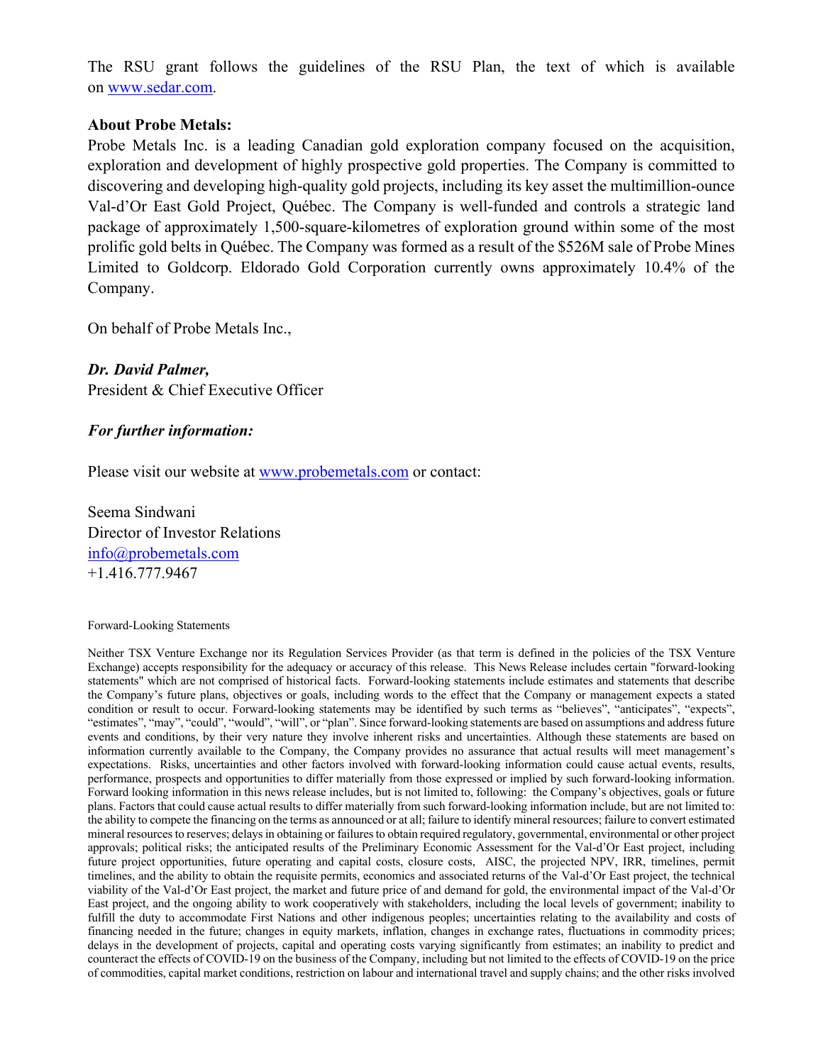The RSU grant follows the guidelines of the RSU Plan, the text of which is available on [www.sedar.com](www.sedar.com).

**About Probe Metals:**
Probe Metals Inc. is a leading Canadian gold exploration company focused on the acquisition, exploration and development of highly prospective gold properties. The Company is committed to discovering and developing high-quality gold projects, including its key asset the multimillion-ounce Val-d'Or East Gold Project, Québec. The Company is well-funded and controls a strategic land package of approximately 1,500-square-kilometres of exploration ground within some of the most prolific gold belts in Québec. The Company was formed as a result of the $526M sale of Probe Mines Limited to Goldcorp. Eldorado Gold Corporation currently owns approximately 10.4% of the Company.

On behalf of Probe Metals Inc.,

***Dr. David Palmer,***
President & Chief Executive Officer

***For further information:***

Please visit our website at [www.probemetals.com](www.probemetals.com) or contact:

Seema Sindwani
Director of Investor Relations
[info@probemetals.com](mailto:info@probemetals.com)
+1.416.777.9467

Forward-Looking Statements

Neither TSX Venture Exchange nor its Regulation Services Provider (as that term is defined in the policies of the TSX Venture Exchange) accepts responsibility for the adequacy or accuracy of this release. This News Release includes certain "forward-looking statements" which are not comprised of historical facts. Forward-looking statements include estimates and statements that describe the Company's future plans, objectives or goals, including words to the effect that the Company or management expects a stated condition or result to occur. Forward-looking statements may be identified by such terms as "believes", "anticipates", "expects", "estimates", "may", "could", "would", "will", or "plan". Since forward-looking statements are based on assumptions and address future events and conditions, by their very nature they involve inherent risks and uncertainties. Although these statements are based on information currently available to the Company, the Company provides no assurance that actual results will meet management's expectations. Risks, uncertainties and other factors involved with forward-looking information could cause actual events, results, performance, prospects and opportunities to differ materially from those expressed or implied by such forward-looking information. Forward looking information in this news release includes, but is not limited to, following: the Company's objectives, goals or future plans. Factors that could cause actual results to differ materially from such forward-looking information include, but are not limited to: the ability to compete the financing on the terms as announced or at all; failure to identify mineral resources; failure to convert estimated mineral resources to reserves; delays in obtaining or failures to obtain required regulatory, governmental, environmental or other project approvals; political risks; the anticipated results of the Preliminary Economic Assessment for the Val-d'Or East project, including future project opportunities, future operating and capital costs, closure costs, AISC, the projected NPV, IRR, timelines, permit timelines, and the ability to obtain the requisite permits, economics and associated returns of the Val-d'Or East project, the technical viability of the Val-d'Or East project, the market and future price of and demand for gold, the environmental impact of the Val-d'Or East project, and the ongoing ability to work cooperatively with stakeholders, including the local levels of government; inability to fulfill the duty to accommodate First Nations and other indigenous peoples; uncertainties relating to the availability and costs of financing needed in the future; changes in equity markets, inflation, changes in exchange rates, fluctuations in commodity prices; delays in the development of projects, capital and operating costs varying significantly from estimates; an inability to predict and counteract the effects of COVID-19 on the business of the Company, including but not limited to the effects of COVID-19 on the price of commodities, capital market conditions, restriction on labour and international travel and supply chains; and the other risks involved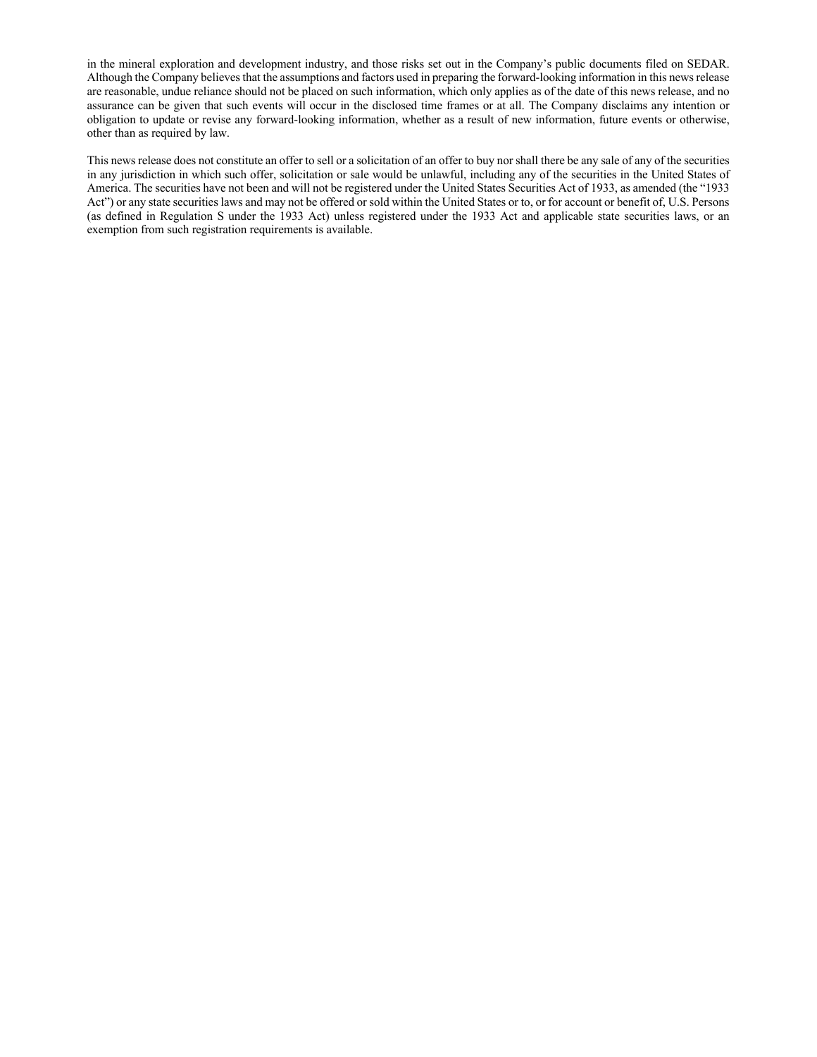in the mineral exploration and development industry, and those risks set out in the Company's public documents filed on SEDAR. Although the Company believes that the assumptions and factors used in preparing the forward-looking information in this news release are reasonable, undue reliance should not be placed on such information, which only applies as of the date of this news release, and no assurance can be given that such events will occur in the disclosed time frames or at all. The Company disclaims any intention or obligation to update or revise any forward-looking information, whether as a result of new information, future events or otherwise, other than as required by law.

This news release does not constitute an offer to sell or a solicitation of an offer to buy nor shall there be any sale of any of the securities in any jurisdiction in which such offer, solicitation or sale would be unlawful, including any of the securities in the United States of America. The securities have not been and will not be registered under the United States Securities Act of 1933, as amended (the "1933 Act") or any state securities laws and may not be offered or sold within the United States or to, or for account or benefit of, U.S. Persons (as defined in Regulation S under the 1933 Act) unless registered under the 1933 Act and applicable state securities laws, or an exemption from such registration requirements is available.